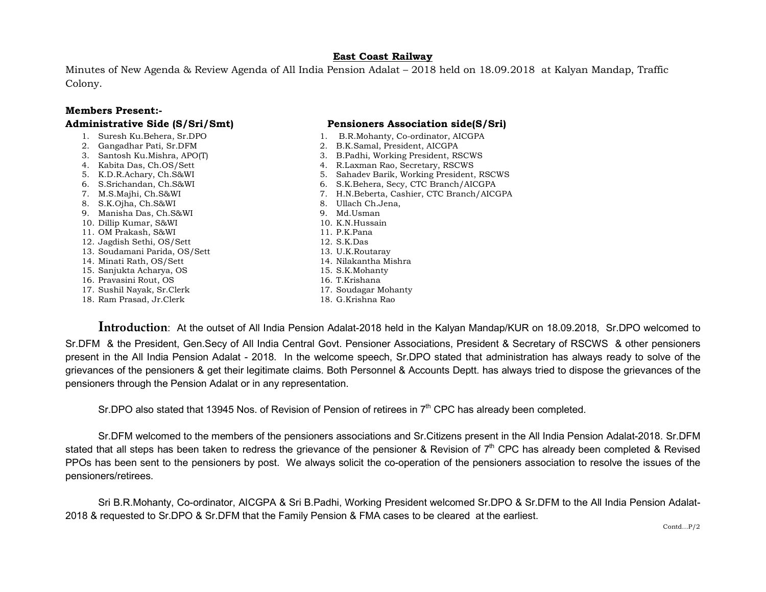## East Coast Railway

Minutes of New Agenda & Review Agenda of All India Pension Adalat – 2018 held on 18.09.2018 at Kalyan Mandap, Traffic Colony.

**Members Present:-**

**Administrative Side (S/Sri/Smt)**

1. Suresh Ku.Behera, Sr.DPO
2. Gangadhar Pati, Sr.DFM
3. Santosh Ku.Mishra, APO(T)
4. Kabita Das, Ch.OS/Sett
5. K.D.R.Achary, Ch.S&WI
6. S.Srichandan, Ch.S&WI
7. M.S.Majhi, Ch.S&WI
8. S.K.Ojha, Ch.S&WI
9. Manisha Das, Ch.S&WI
10. Dillip Kumar, S&WI
11. OM Prakash, S&WI
12. Jagdish Sethi, OS/Sett
13. Soudamani Parida, OS/Sett
14. Minati Rath, OS/Sett
15. Sanjukta Acharya, OS
16. Pravasini Rout, OS
17. Sushil Nayak, Sr.Clerk
18. Ram Prasad, Jr.Clerk

**Pensioners Association side(S/Sri)**

1. B.R.Mohanty, Co-ordinator, AICGPA
2. B.K.Samal, President, AICGPA
3. B.Padhi, Working President, RSCWS
4. R.Laxman Rao, Secretary, RSCWS
5. Sahadev Barik, Working President, RSCWS
6. S.K.Behera, Secy, CTC Branch/AICGPA
7. H.N.Beberta, Cashier, CTC Branch/AICGPA
8. Ullach Ch.Jena,
9. Md.Usman
10. K.N.Hussain
11. P.K.Pana
12. S.K.Das
13. U.K.Routaray
14. Nilakantha Mishra
15. S.K.Mohanty
16. T.Krishana
17. Soudagar Mohanty
18. G.Krishna Rao

**Introduction**: At the outset of All India Pension Adalat-2018 held in the Kalyan Mandap/KUR on 18.09.2018, Sr.DPO welcomed to Sr.DFM & the President, Gen.Secy of All India Central Govt. Pensioner Associations, President & Secretary of RSCWS & other pensioners present in the All India Pension Adalat - 2018. In the welcome speech, Sr.DPO stated that administration has always ready to solve of the grievances of the pensioners & get their legitimate claims. Both Personnel & Accounts Deptt. has always tried to dispose the grievances of the pensioners through the Pension Adalat or in any representation.

Sr.DPO also stated that 13945 Nos. of Revision of Pension of retirees in 7th CPC has already been completed.

Sr.DFM welcomed to the members of the pensioners associations and Sr.Citizens present in the All India Pension Adalat-2018. Sr.DFM stated that all steps has been taken to redress the grievance of the pensioner & Revision of 7th CPC has already been completed & Revised PPOs has been sent to the pensioners by post. We always solicit the co-operation of the pensioners association to resolve the issues of the pensioners/retirees.

Sri B.R.Mohanty, Co-ordinator, AICGPA & Sri B.Padhi, Working President welcomed Sr.DPO & Sr.DFM to the All India Pension Adalat-2018 & requested to Sr.DPO & Sr.DFM that the Family Pension & FMA cases to be cleared at the earliest.

Contd…P/2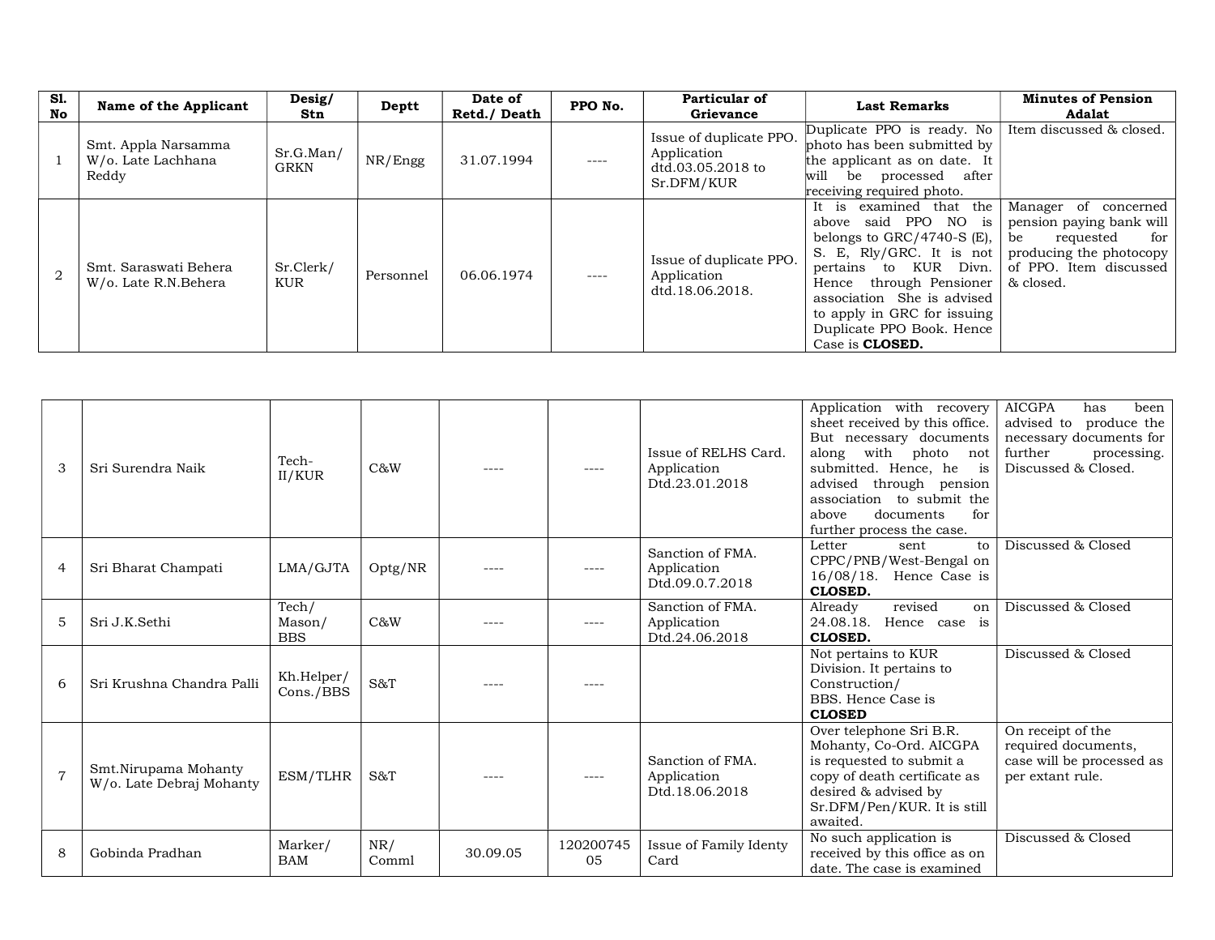| Sl. No | Name of the Applicant | Desig/ Stn | Deptt | Date of Retd./ Death | PPO No. | Particular of Grievance | Last Remarks | Minutes of Pension Adalat |
|---|---|---|---|---|---|---|---|---|
| 1 | Smt. Appla Narsamma W/o. Late Lachhana Reddy | Sr.G.Man/ GRKN | NR/Engg | 31.07.1994 | ---- | Issue of duplicate PPO. Application dtd.03.05.2018 to Sr.DFM/KUR | Duplicate PPO is ready. No photo has been submitted by the applicant as on date. It will be processed after receiving required photo. | Item discussed & closed. |
| 2 | Smt. Saraswati Behera W/o. Late R.N.Behera | Sr.Clerk/ KUR | Personnel | 06.06.1974 | ---- | Issue of duplicate PPO. Application dtd.18.06.2018. | It is examined that the above said PPO NO is belongs to GRC/4740-S (E), S. E, Rly/GRC. It is not pertains to KUR Divn. Hence through Pensioner association She is advised to apply in GRC for issuing Duplicate PPO Book. Hence Case is **CLOSED.** | Manager of concerned pension paying bank will be requested for producing the photocopy of PPO. Item discussed & closed. |
| 3 | Sri Surendra Naik | Tech-II/KUR | C&W | ---- | ---- | Issue of RELHS Card. Application Dtd.23.01.2018 | Application with recovery sheet received by this office. But necessary documents along with photo not submitted. Hence, he is advised through pension association to submit the above documents for further process the case. | AICGPA has been advised to produce the necessary documents for further processing. Discussed & Closed. |
| 4 | Sri Bharat Champati | LMA/GJTA | Optg/NR | ---- | ---- | Sanction of FMA. Application Dtd.09.0.7.2018 | Letter sent to CPPC/PNB/West-Bengal on 16/08/18. Hence Case is **CLOSED.** | Discussed & Closed |
| 5 | Sri J.K.Sethi | Tech/ Mason/ BBS | C&W | ---- | ---- | Sanction of FMA. Application Dtd.24.06.2018 | Already revised on 24.08.18. Hence case is **CLOSED.** | Discussed & Closed |
| 6 | Sri Krushna Chandra Palli | Kh.Helper/ Cons./BBS | S&T | ---- | ---- | | Not pertains to KUR Division. It pertains to Construction/ BBS. Hence Case is **CLOSED** | Discussed & Closed |
| 7 | Smt.Nirupama Mohanty W/o. Late Debraj Mohanty | ESM/TLHR | S&T | ---- | ---- | Sanction of FMA. Application Dtd.18.06.2018 | Over telephone Sri B.R. Mohanty, Co-Ord. AICGPA is requested to submit a copy of death certificate as desired & advised by Sr.DFM/Pen/KUR. It is still awaited. | On receipt of the required documents, case will be processed as per extant rule. |
| 8 | Gobinda Pradhan | Marker/ BAM | NR/ Comml | 30.09.05 | 12020074505 | Issue of Family Identy Card | No such application is received by this office as on date. The case is examined | Discussed & Closed |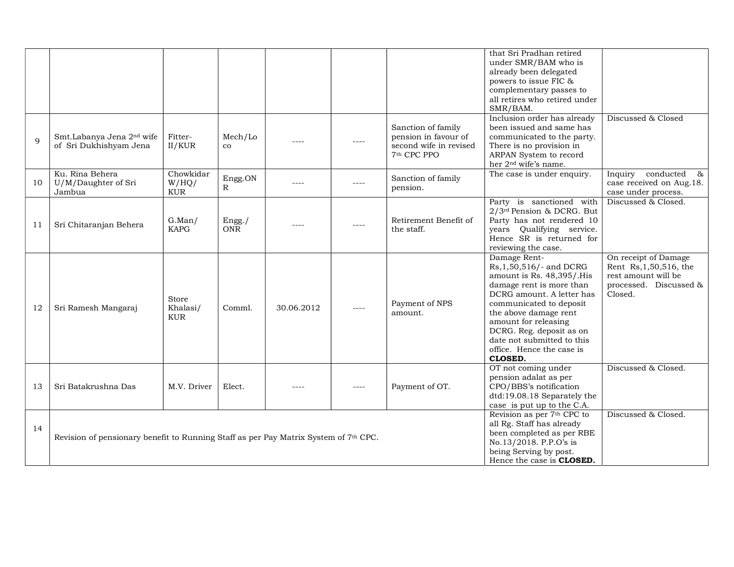| | | | | | | | | |
|---|---|---|---|---|---|---|---|---|
| | | | | | | | that Sri Pradhan retired under SMR/BAM who is already been delegated powers to issue FIC & complementary passes to all retires who retired under SMR/BAM. | |
| 9 | Smt.Labanya Jena 2nd wife of Sri Dukhishyam Jena | Fitter-II/KUR | Mech/Loco | ---- | ---- | Sanction of family pension in favour of second wife in revised 7th CPC PPO | Inclusion order has already been issued and same has communicated to the party. There is no provision in ARPAN System to record her 2nd wife's name. | Discussed & Closed |
| 10 | Ku. Rina Behera U/M/Daughter of Sri Jambua | Chowkidar W/HQ/KUR | Engg.ONR | ---- | ---- | Sanction of family pension. | The case is under enquiry. | Inquiry conducted & case received on Aug.18. case under process. |
| 11 | Sri Chitaranjan Behera | G.Man/KAPG | Engg./ONR | ---- | ---- | Retirement Benefit of the staff. | Party is sanctioned with 2/3rd Pension & DCRG. But Party has not rendered 10 years Qualifying service. Hence SR is returned for reviewing the case. | Discussed & Closed. |
| 12 | Sri Ramesh Mangaraj | Store Khalasi/KUR | Comml. | 30.06.2012 | ---- | Payment of NPS amount. | Damage Rent- Rs,1,50,516/- and DCRG amount is Rs. 48,395/.His damage rent is more than DCRG amount. A letter has communicated to deposit the above damage rent amount for releasing DCRG. Reg. deposit as on date not submitted to this office. Hence the case is **CLOSED.** | On receipt of Damage Rent Rs,1,50,516, the rest amount will be processed. Discussed & Closed. |
| 13 | Sri Batakrushna Das | M.V. Driver | Elect. | ---- | ---- | Payment of OT. | OT not coming under pension adalat as per CPO/BBS's notification dtd:19.08.18 Separately the case is put up to the C.A. | Discussed & Closed. |
| 14 | Revision of pensionary benefit to Running Staff as per Pay Matrix System of 7th CPC. | | | | | | Revision as per 7th CPC to all Rg. Staff has already been completed as per RBE No.13/2018. P.P.O's is being Serving by post. Hence the case is **CLOSED.** | Discussed & Closed. |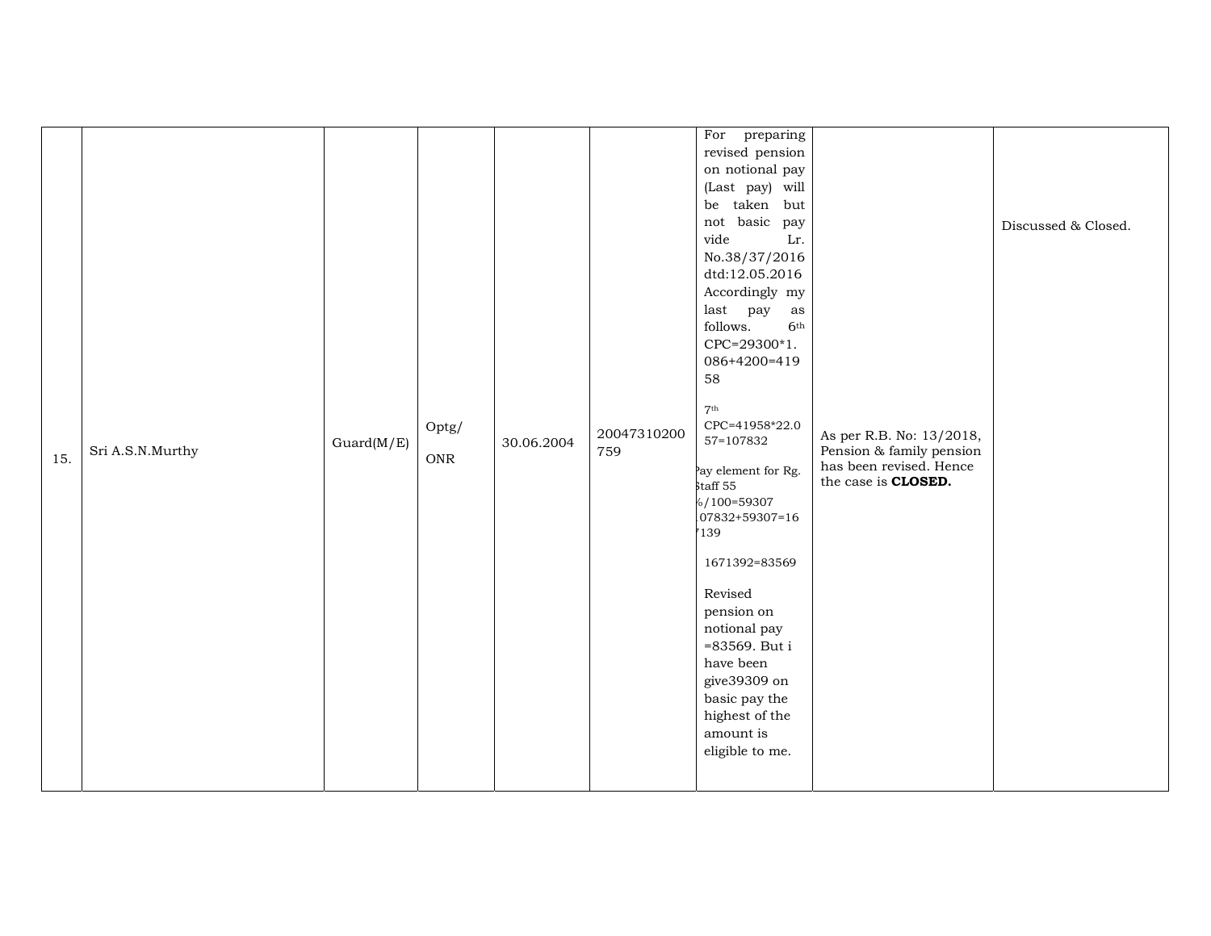| | | | | | | | | |
|---|---|---|---|---|---|---|---|---|
| 15. | Sri A.S.N.Murthy | Guard(M/E) | Optg/ ONR | 30.06.2004 | 20047310200 759 | For preparing revised pension on notional pay (Last pay) will be taken but not basic pay vide Lr. No.38/37/2016 dtd:12.05.2016 Accordingly my last pay as follows. 6th CPC=29300*1.086+4200=41958<br><br>7th CPC=41958*22.057=107832<br><br>Pay element for Rg. Staff 55 %/100=59307 107832+59307=167139<br><br>1671392=83569<br><br>Revised pension on notional pay =83569. But i have been give39309 on basic pay the highest of the amount is eligible to me. | As per R.B. No: 13/2018, Pension & family pension has been revised. Hence the case is **CLOSED.** | Discussed & Closed. |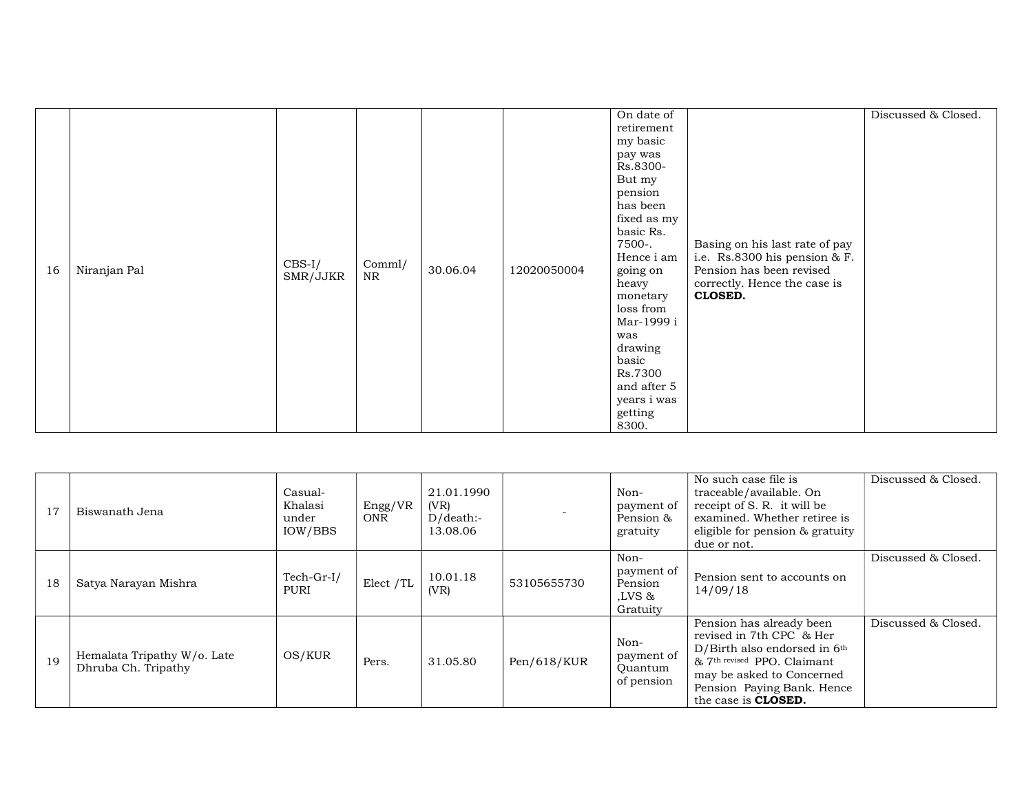| | | | | | | | | |
|---|---|---|---|---|---|---|---|---|
| 16 | Niranjan Pal | CBS-I/ SMR/JJKR | Comml/ NR | 30.06.04 | 12020050004 | On date of retirement my basic pay was Rs.8300- But my pension has been fixed as my basic Rs. 7500-. Hence i am going on heavy monetary loss from Mar-1999 i was drawing basic Rs.7300 and after 5 years i was getting 8300. | Basing on his last rate of pay i.e. Rs.8300 his pension & F. Pension has been revised correctly. Hence the case is **CLOSED.** | Discussed & Closed. |

| | | | | | | | | |
|---|---|---|---|---|---|---|---|---|
| 17 | Biswanath Jena | Casual-Khalasi under IOW/BBS | Engg/VR ONR | 21.01.1990 (VR) D/death:- 13.08.06 | - | Non-payment of Pension & gratuity | No such case file is traceable/available. On receipt of S. R. it will be examined. Whether retiree is eligible for pension & gratuity due or not. | Discussed & Closed. |
| 18 | Satya Narayan Mishra | Tech-Gr-I/ PURI | Elect /TL | 10.01.18 (VR) | 53105655730 | Non-payment of Pension ,LVS & Gratuity | Pension sent to accounts on 14/09/18 | Discussed & Closed. |
| 19 | Hemalata Tripathy W/o. Late Dhruba Ch. Tripathy | OS/KUR | Pers. | 31.05.80 | Pen/618/KUR | Non-payment of Quantum of pension | Pension has already been revised in 7th CPC & Her D/Birth also endorsed in 6th & 7th revised PPO. Claimant may be asked to Concerned Pension Paying Bank. Hence the case is **CLOSED.** | Discussed & Closed. |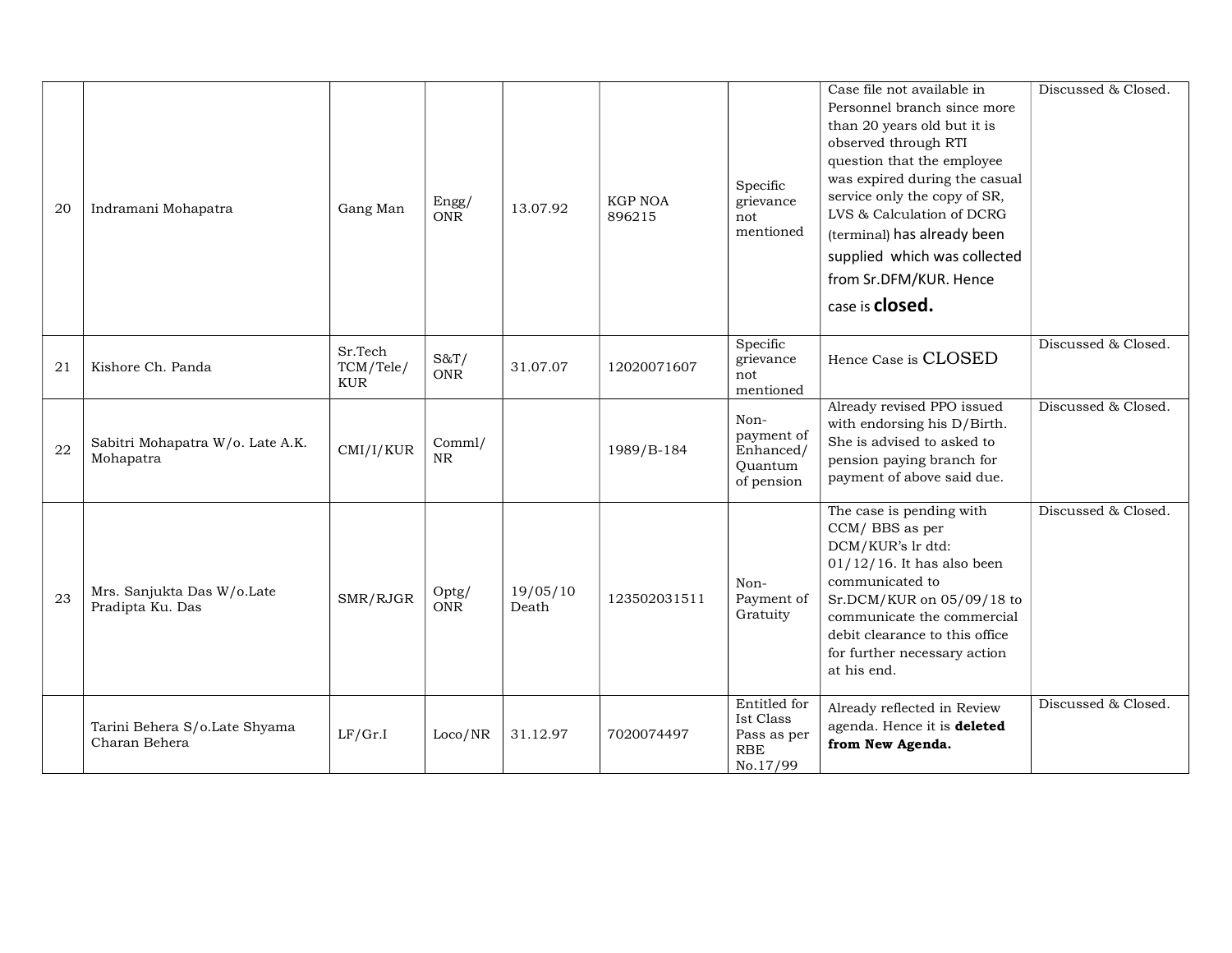| | | | | | | | | |
|---|---|---|---|---|---|---|---|---|
| 20 | Indramani Mohapatra | Gang Man | Engg/ ONR | 13.07.92 | KGP NOA 896215 | Specific grievance not mentioned | Case file not available in Personnel branch since more than 20 years old but it is observed through RTI question that the employee was expired during the casual service only the copy of SR, LVS & Calculation of DCRG (terminal) has already been supplied which was collected from Sr.DFM/KUR. Hence case is **closed.** | Discussed & Closed. |
| 21 | Kishore Ch. Panda | Sr.Tech TCM/Tele/ KUR | S&T/ ONR | 31.07.07 | 12020071607 | Specific grievance not mentioned | Hence Case is CLOSED | Discussed & Closed. |
| 22 | Sabitri Mohapatra W/o. Late A.K. Mohapatra | CMI/I/KUR | Comml/ NR | | 1989/B-184 | Non-payment of Enhanced/ Quantum of pension | Already revised PPO issued with endorsing his D/Birth. She is advised to asked to pension paying branch for payment of above said due. | Discussed & Closed. |
| 23 | Mrs. Sanjukta Das W/o.Late Pradipta Ku. Das | SMR/RJGR | Optg/ ONR | 19/05/10 Death | 123502031511 | Non-Payment of Gratuity | The case is pending with CCM/ BBS as per DCM/KUR's lr dtd: 01/12/16. It has also been communicated to Sr.DCM/KUR on 05/09/18 to communicate the commercial debit clearance to this office for further necessary action at his end. | Discussed & Closed. |
| | Tarini Behera S/o.Late Shyama Charan Behera | LF/Gr.I | Loco/NR | 31.12.97 | 7020074497 | Entitled for Ist Class Pass as per RBE No.17/99 | Already reflected in Review agenda. Hence it is **deleted from New Agenda.** | Discussed & Closed. |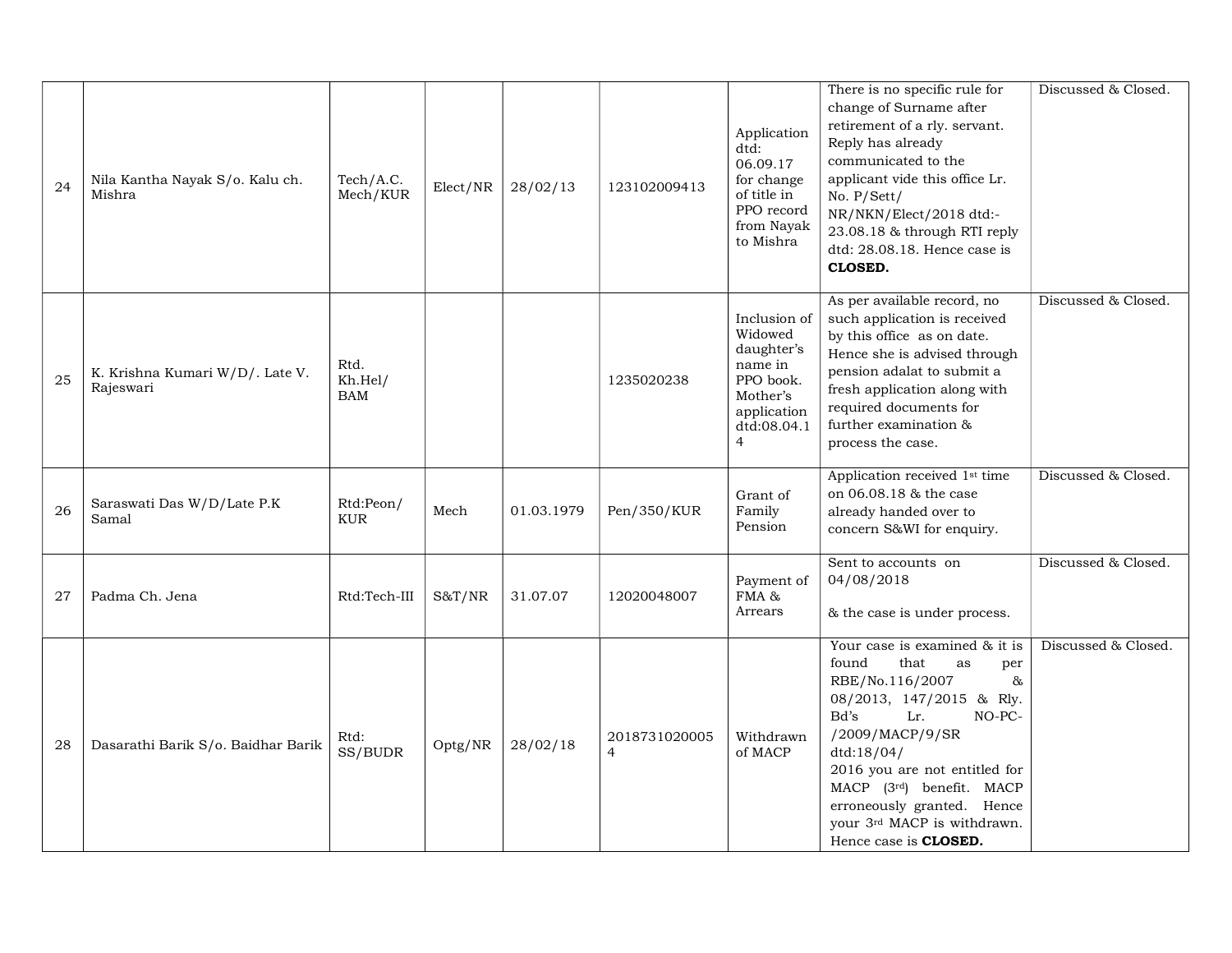| | | | | | | | | |
|---|---|---|---|---|---|---|---|---|
| 24 | Nila Kantha Nayak S/o. Kalu ch. Mishra | Tech/A.C. Mech/KUR | Elect/NR | 28/02/13 | 123102009413 | Application dtd: 06.09.17 for change of title in PPO record from Nayak to Mishra | There is no specific rule for change of Surname after retirement of a rly. servant. Reply has already communicated to the applicant vide this office Lr. No. P/Sett/ NR/NKN/Elect/2018 dtd:- 23.08.18 & through RTI reply dtd: 28.08.18. Hence case is **CLOSED.** | Discussed & Closed. |
| 25 | K. Krishna Kumari W/D/. Late V. Rajeswari | Rtd. Kh.Hel/ BAM | | | 1235020238 | Inclusion of Widowed daughter's name in PPO book. Mother's application dtd:08.04.14 | As per available record, no such application is received by this office as on date. Hence she is advised through pension adalat to submit a fresh application along with required documents for further examination & process the case. | Discussed & Closed. |
| 26 | Saraswati Das W/D/Late P.K Samal | Rtd:Peon/ KUR | Mech | 01.03.1979 | Pen/350/KUR | Grant of Family Pension | Application received 1st time on 06.08.18 & the case already handed over to concern S&WI for enquiry. | Discussed & Closed. |
| 27 | Padma Ch. Jena | Rtd:Tech-III | S&T/NR | 31.07.07 | 12020048007 | Payment of FMA & Arrears | Sent to accounts on 04/08/2018<br><br>& the case is under process. | Discussed & Closed. |
| 28 | Dasarathi Barik S/o. Baidhar Barik | Rtd: SS/BUDR | Optg/NR | 28/02/18 | 20187310200054 | Withdrawn of MACP | Your case is examined & it is found that as per RBE/No.116/2007 & 08/2013, 147/2015 & Rly. Bd's Lr. NO-PC-/2009/MACP/9/SR dtd:18/04/ 2016 you are not entitled for MACP (3rd) benefit. MACP erroneously granted. Hence your 3rd MACP is withdrawn. Hence case is **CLOSED.** | Discussed & Closed. |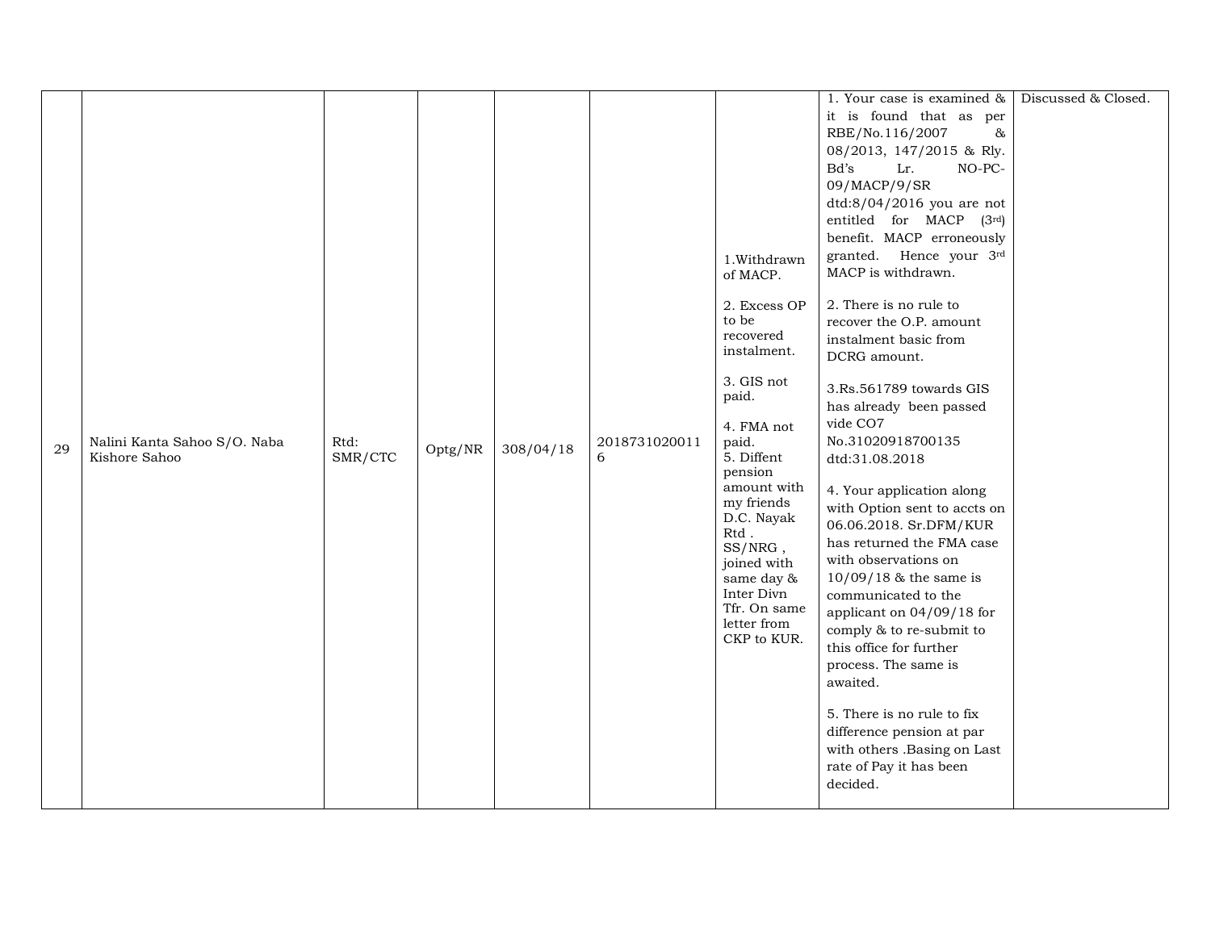| | | | | | | | | |
|---|---|---|---|---|---|---|---|---|
| 29 | Nalini Kanta Sahoo S/O. Naba Kishore Sahoo | Rtd: SMR/CTC | Optg/NR | 308/04/18 | 20187310200116 | 1.Withdrawn of MACP.<br><br>2. Excess OP to be recovered instalment.<br><br>3. GIS not paid.<br><br>4. FMA not paid.<br>5. Diffent pension amount with my friends D.C. Nayak Rtd . SS/NRG , joined with same day & Inter Divn Tfr. On same letter from CKP to KUR. | 1. Your case is examined & it is found that as per RBE/No.116/2007 & 08/2013, 147/2015 & Rly. Bd's Lr. NO-PC-09/MACP/9/SR dtd:8/04/2016 you are not entitled for MACP (3rd) benefit. MACP erroneously granted. Hence your 3rd MACP is withdrawn.<br><br>2. There is no rule to recover the O.P. amount instalment basic from DCRG amount.<br><br>3.Rs.561789 towards GIS has already been passed vide CO7 No.31020918700135 dtd:31.08.2018<br><br>4. Your application along with Option sent to accts on 06.06.2018. Sr.DFM/KUR has returned the FMA case with observations on 10/09/18 & the same is communicated to the applicant on 04/09/18 for comply & to re-submit to this office for further process. The same is awaited.<br><br>5. There is no rule to fix difference pension at par with others .Basing on Last rate of Pay it has been decided. | Discussed & Closed. |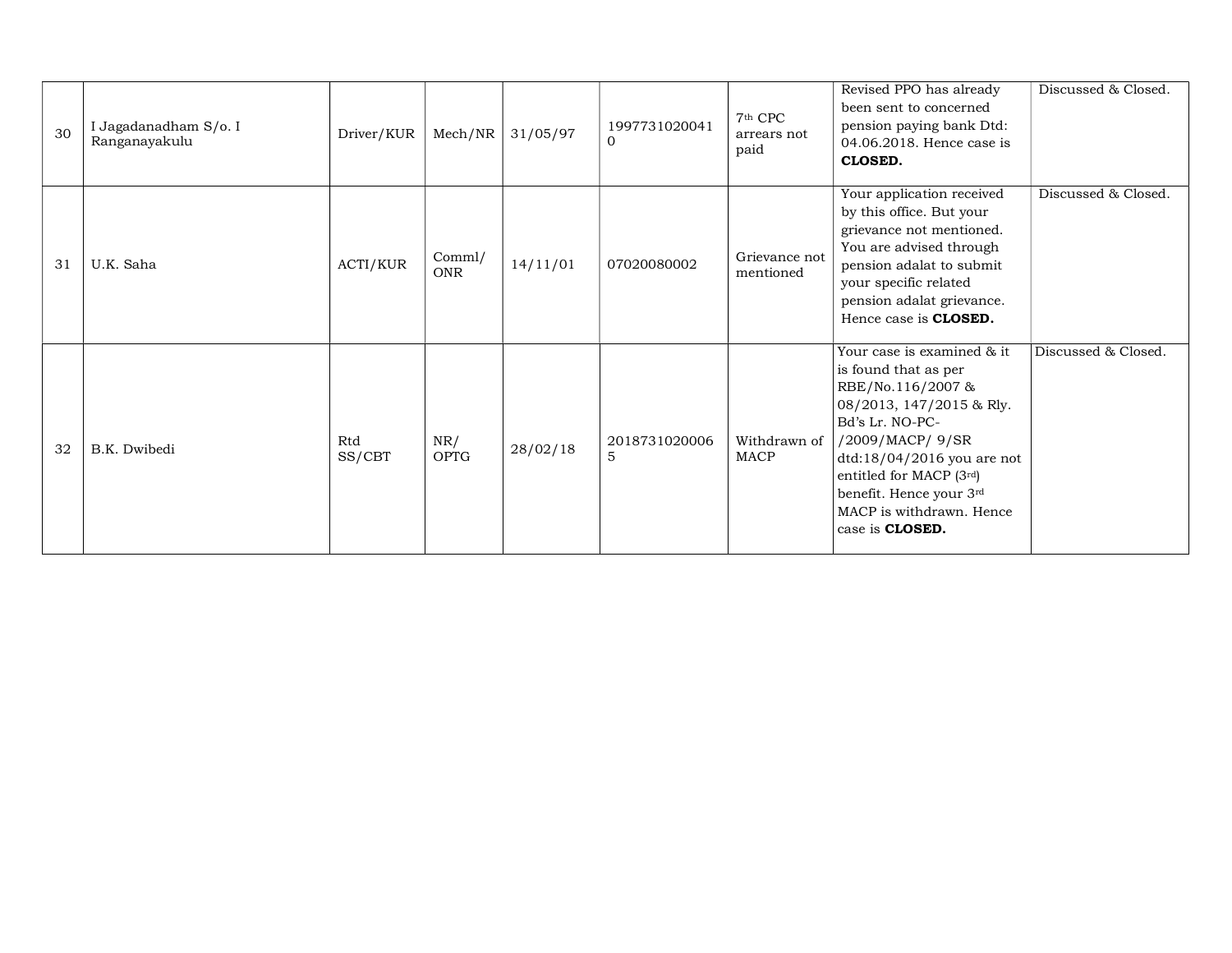| | | | | | | | | |
|---|---|---|---|---|---|---|---|---|
| 30 | I Jagadanadham S/o. I Ranganayakulu | Driver/KUR | Mech/NR | 31/05/97 | 19977310200410 | 7th CPC arrears not paid | Revised PPO has already been sent to concerned pension paying bank Dtd: 04.06.2018. Hence case is **CLOSED.** | Discussed & Closed. |
| 31 | U.K. Saha | ACTI/KUR | Comml/ ONR | 14/11/01 | 07020080002 | Grievance not mentioned | Your application received by this office. But your grievance not mentioned. You are advised through pension adalat to submit your specific related pension adalat grievance. Hence case is **CLOSED.** | Discussed & Closed. |
| 32 | B.K. Dwibedi | Rtd SS/CBT | NR/ OPTG | 28/02/18 | 20187310200065 | Withdrawn of MACP | Your case is examined & it is found that as per RBE/No.116/2007 & 08/2013, 147/2015 & Rly. Bd's Lr. NO-PC-/2009/MACP/ 9/SR dtd:18/04/2016 you are not entitled for MACP (3rd) benefit. Hence your 3rd MACP is withdrawn. Hence case is **CLOSED.** | Discussed & Closed. |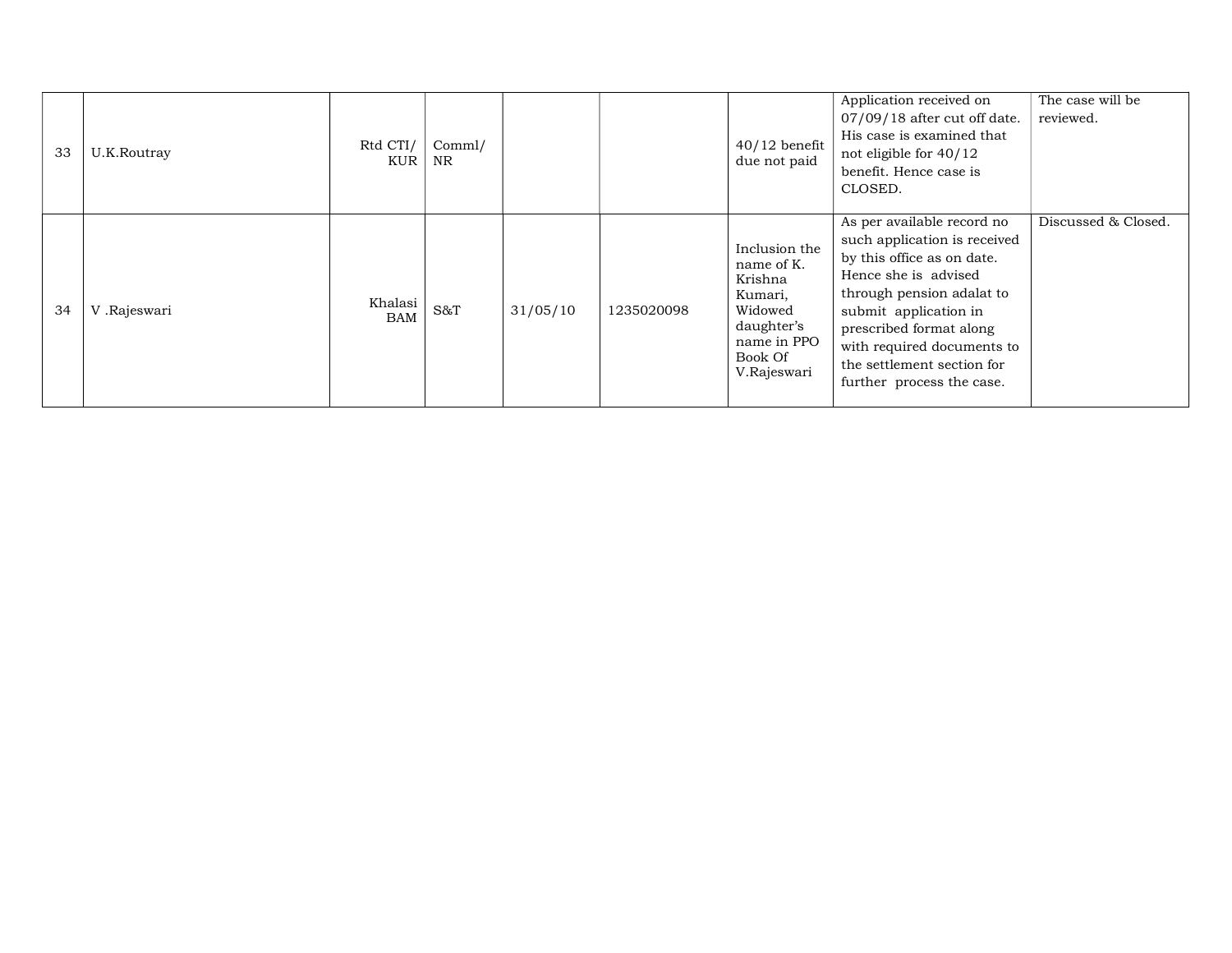| | | | | | | | | |
|---|---|---|---|---|---|---|---|---|
| 33 | U.K.Routray | Rtd CTI/ KUR | Comml/ NR | | | 40/12 benefit due not paid | Application received on 07/09/18 after cut off date. His case is examined that not eligible for 40/12 benefit. Hence case is CLOSED. | The case will be reviewed. |
| 34 | V .Rajeswari | Khalasi BAM | S&T | 31/05/10 | 1235020098 | Inclusion the name of K. Krishna Kumari, Widowed daughter's name in PPO Book Of V.Rajeswari | As per available record no such application is received by this office as on date. Hence she is advised through pension adalat to submit application in prescribed format along with required documents to the settlement section for further process the case. | Discussed & Closed. |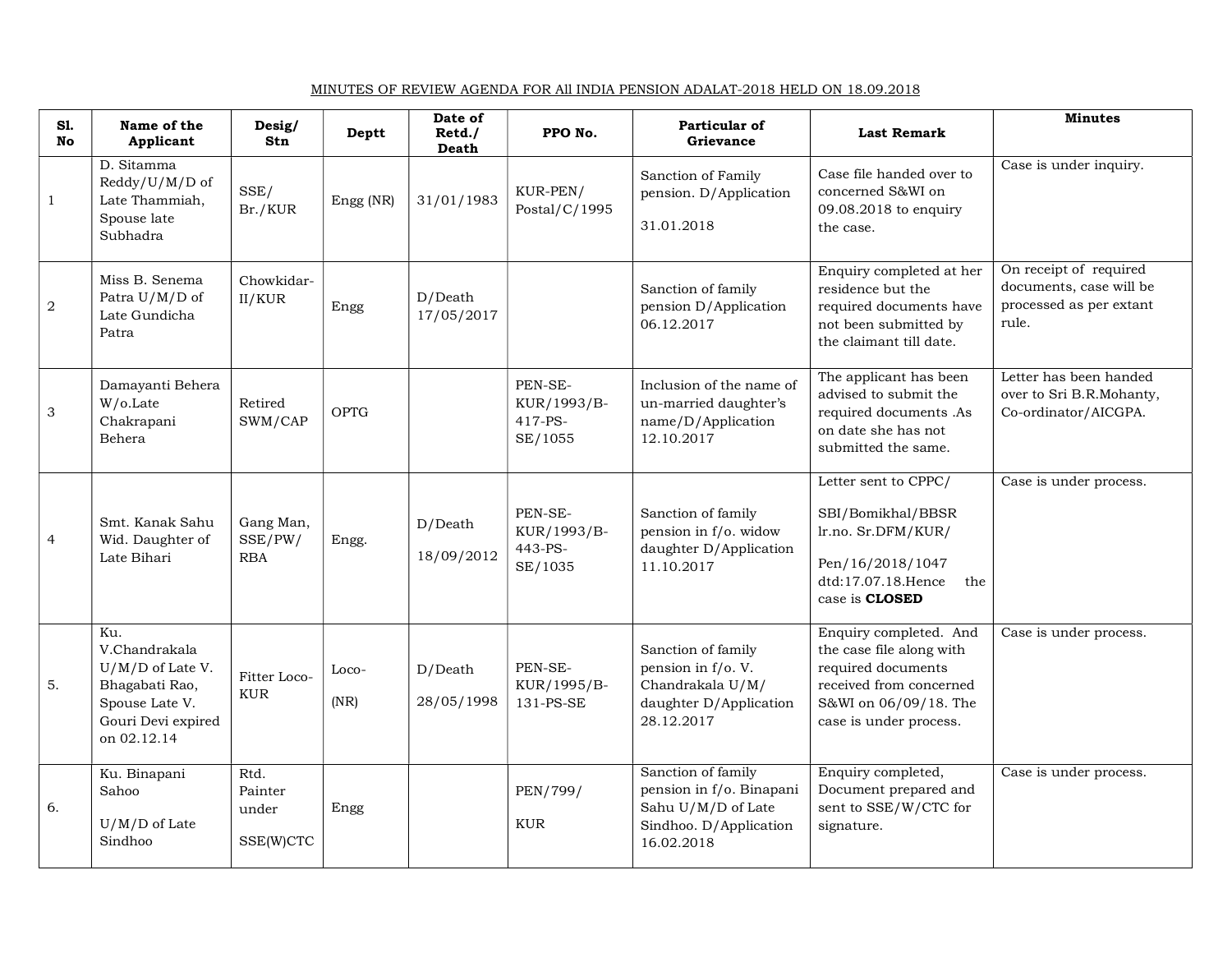MINUTES OF REVIEW AGENDA FOR All INDIA PENSION ADALAT-2018 HELD ON 18.09.2018

| Sl. No | Name of the Applicant | Desig/ Stn | Deptt | Date of Retd./ Death | PPO No. | Particular of Grievance | Last Remark | Minutes |
|---|---|---|---|---|---|---|---|---|
| 1 | D. Sitamma Reddy/U/M/D of Late Thammiah, Spouse late Subhadra | SSE/ Br./KUR | Engg (NR) | 31/01/1983 | KUR-PEN/ Postal/C/1995 | Sanction of Family pension. D/Application 31.01.2018 | Case file handed over to concerned S&WI on 09.08.2018 to enquiry the case. | Case is under inquiry. |
| 2 | Miss B. Senema Patra U/M/D of Late Gundicha Patra | Chowkidar-II/KUR | Engg | D/Death 17/05/2017 | | Sanction of family pension D/Application 06.12.2017 | Enquiry completed at her residence but the required documents have not been submitted by the claimant till date. | On receipt of required documents, case will be processed as per extant rule. |
| 3 | Damayanti Behera W/o.Late Chakrapani Behera | Retired SWM/CAP | OPTG | | PEN-SE-KUR/1993/B-417-PS-SE/1055 | Inclusion of the name of un-married daughter's name/D/Application 12.10.2017 | The applicant has been advised to submit the required documents .As on date she has not submitted the same. | Letter has been handed over to Sri B.R.Mohanty, Co-ordinator/AICGPA. |
| 4 | Smt. Kanak Sahu Wid. Daughter of Late Bihari | Gang Man, SSE/PW/ RBA | Engg. | D/Death 18/09/2012 | PEN-SE-KUR/1993/B-443-PS-SE/1035 | Sanction of family pension in f/o. widow daughter D/Application 11.10.2017 | Letter sent to CPPC/ SBI/Bomikhal/BBSR lr.no. Sr.DFM/KUR/ Pen/16/2018/1047 dtd:17.07.18.Hence the case is **CLOSED** | Case is under process. |
| 5. | Ku. V.Chandrakala U/M/D of Late V. Bhagabati Rao, Spouse Late V. Gouri Devi expired on 02.12.14 | Fitter Loco-KUR | Loco-(NR) | D/Death 28/05/1998 | PEN-SE-KUR/1995/B-131-PS-SE | Sanction of family pension in f/o. V. Chandrakala U/M/ daughter D/Application 28.12.2017 | Enquiry completed. And the case file along with required documents received from concerned S&WI on 06/09/18. The case is under process. | Case is under process. |
| 6. | Ku. Binapani Sahoo U/M/D of Late Sindhoo | Rtd. Painter under SSE(W)CTC | Engg | | PEN/799/ KUR | Sanction of family pension in f/o. Binapani Sahu U/M/D of Late Sindhoo. D/Application 16.02.2018 | Enquiry completed, Document prepared and sent to SSE/W/CTC for signature. | Case is under process. |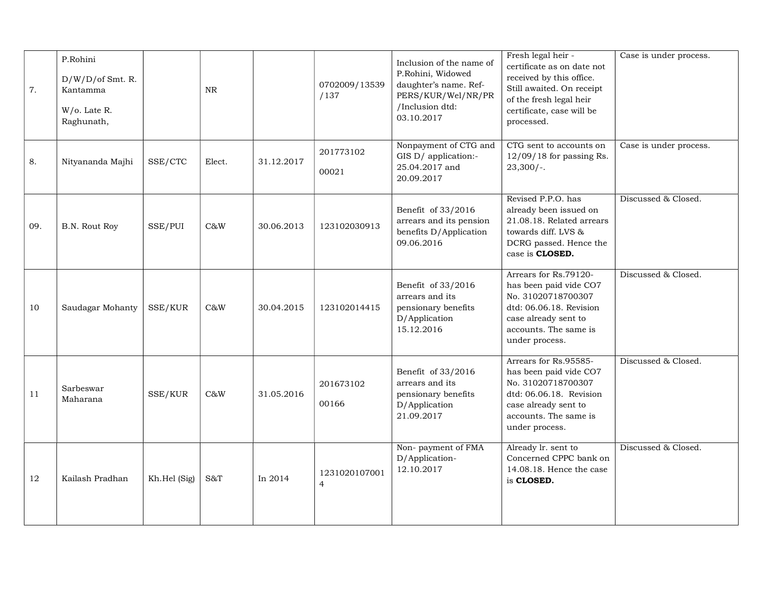| | | | | | | | | |
|---|---|---|---|---|---|---|---|---|
| 7. | P.Rohini<br><br>D/W/D/of Smt. R. Kantamma<br><br>W/o. Late R. Raghunath, | | NR | | 0702009/13539/137 | Inclusion of the name of P.Rohini, Widowed daughter's name. Ref-PERS/KUR/Wel/NR/PR/Inclusion dtd: 03.10.2017 | Fresh legal heir - certificate as on date not received by this office. Still awaited. On receipt of the fresh legal heir certificate, case will be processed. | Case is under process. |
| 8. | Nityananda Majhi | SSE/CTC | Elect. | 31.12.2017 | 201773102<br><br>00021 | Nonpayment of CTG and GIS D/ application:- 25.04.2017 and 20.09.2017 | CTG sent to accounts on 12/09/18 for passing Rs. 23,300/-. | Case is under process. |
| 09. | B.N. Rout Roy | SSE/PUI | C&W | 30.06.2013 | 123102030913 | Benefit of 33/2016 arrears and its pension benefits D/Application 09.06.2016 | Revised P.P.O. has already been issued on 21.08.18. Related arrears towards diff. LVS & DCRG passed. Hence the case is **CLOSED.** | Discussed & Closed. |
| 10 | Saudagar Mohanty | SSE/KUR | C&W | 30.04.2015 | 123102014415 | Benefit of 33/2016 arrears and its pensionary benefits D/Application 15.12.2016 | Arrears for Rs.79120- has been paid vide CO7 No. 31020718700307 dtd: 06.06.18. Revision case already sent to accounts. The same is under process. | Discussed & Closed. |
| 11 | Sarbeswar Maharana | SSE/KUR | C&W | 31.05.2016 | 201673102<br><br>00166 | Benefit of 33/2016 arrears and its pensionary benefits D/Application 21.09.2017 | Arrears for Rs.95585- has been paid vide CO7 No. 31020718700307 dtd: 06.06.18. Revision case already sent to accounts. The same is under process. | Discussed & Closed. |
| 12 | Kailash Pradhan | Kh.Hel (Sig) | S&T | In 2014 | 12310201070014 | Non- payment of FMA D/Application- 12.10.2017 | Already lr. sent to Concerned CPPC bank on 14.08.18. Hence the case is **CLOSED.** | Discussed & Closed. |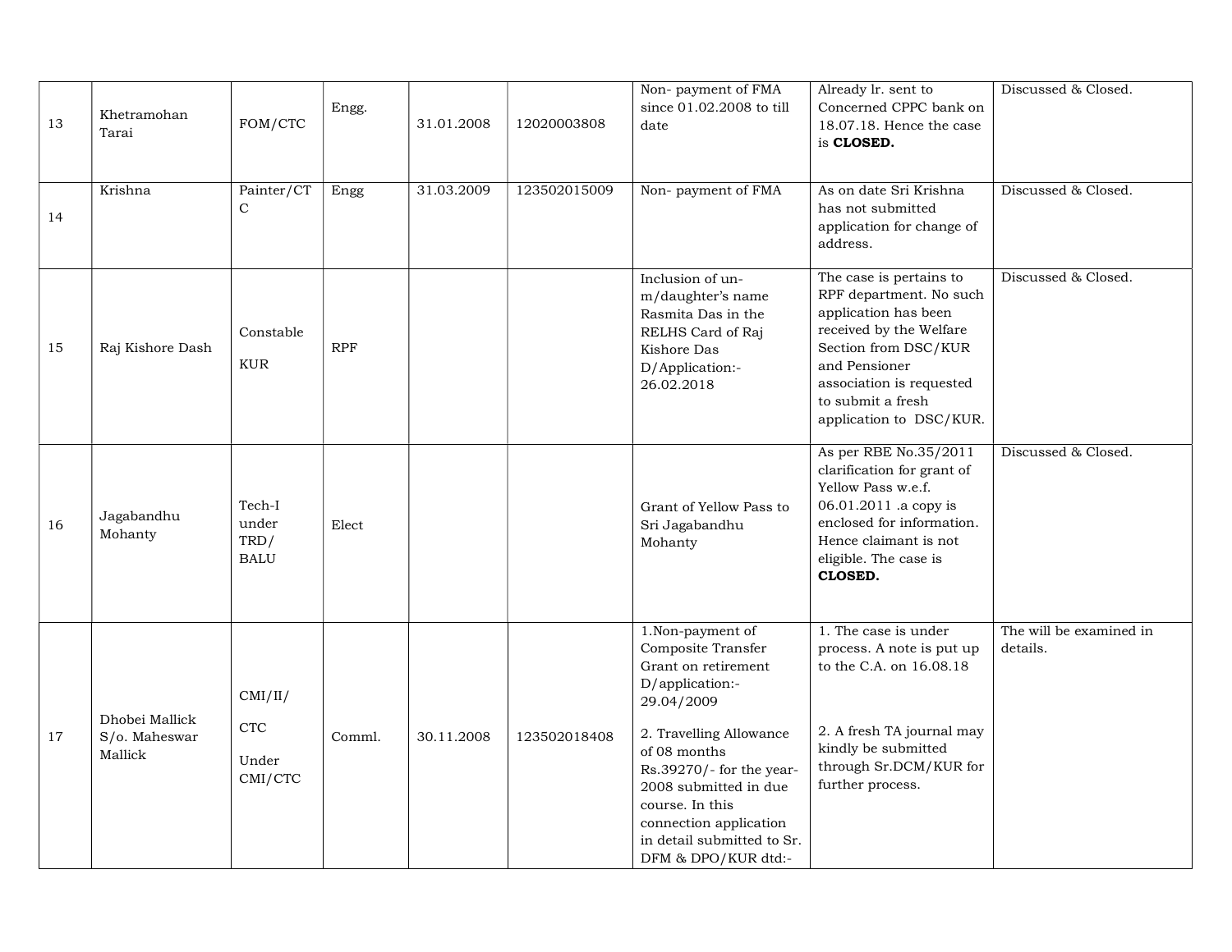| | | | | | | | | |
|---|---|---|---|---|---|---|---|---|
| 13 | Khetramohan Tarai | FOM/CTC | Engg. | 31.01.2008 | 12020003808 | Non- payment of FMA since 01.02.2008 to till date | Already lr. sent to Concerned CPPC bank on 18.07.18. Hence the case is **CLOSED.** | Discussed & Closed. |
| 14 | Krishna | Painter/CTC | Engg | 31.03.2009 | 123502015009 | Non- payment of FMA | As on date Sri Krishna has not submitted application for change of address. | Discussed & Closed. |
| 15 | Raj Kishore Dash | Constable KUR | RPF | | | Inclusion of un-m/daughter's name Rasmita Das in the RELHS Card of Raj Kishore Das D/Application:- 26.02.2018 | The case is pertains to RPF department. No such application has been received by the Welfare Section from DSC/KUR and Pensioner association is requested to submit a fresh application to DSC/KUR. | Discussed & Closed. |
| 16 | Jagabandhu Mohanty | Tech-I under TRD/ BALU | Elect | | | Grant of Yellow Pass to Sri Jagabandhu Mohanty | As per RBE No.35/2011 clarification for grant of Yellow Pass w.e.f. 06.01.2011 .a copy is enclosed for information. Hence claimant is not eligible. The case is **CLOSED.** | Discussed & Closed. |
| 17 | Dhobei Mallick S/o. Maheswar Mallick | CMI/II/ CTC Under CMI/CTC | Comml. | 30.11.2008 | 123502018408 | 1.Non-payment of Composite Transfer Grant on retirement D/application:- 29.04/2009<br><br>2. Travelling Allowance of 08 months Rs.39270/- for the year-2008 submitted in due course. In this connection application in detail submitted to Sr. DFM & DPO/KUR dtd:- | 1. The case is under process. A note is put up to the C.A. on 16.08.18<br><br>2. A fresh TA journal may kindly be submitted through Sr.DCM/KUR for further process. | The will be examined in details. |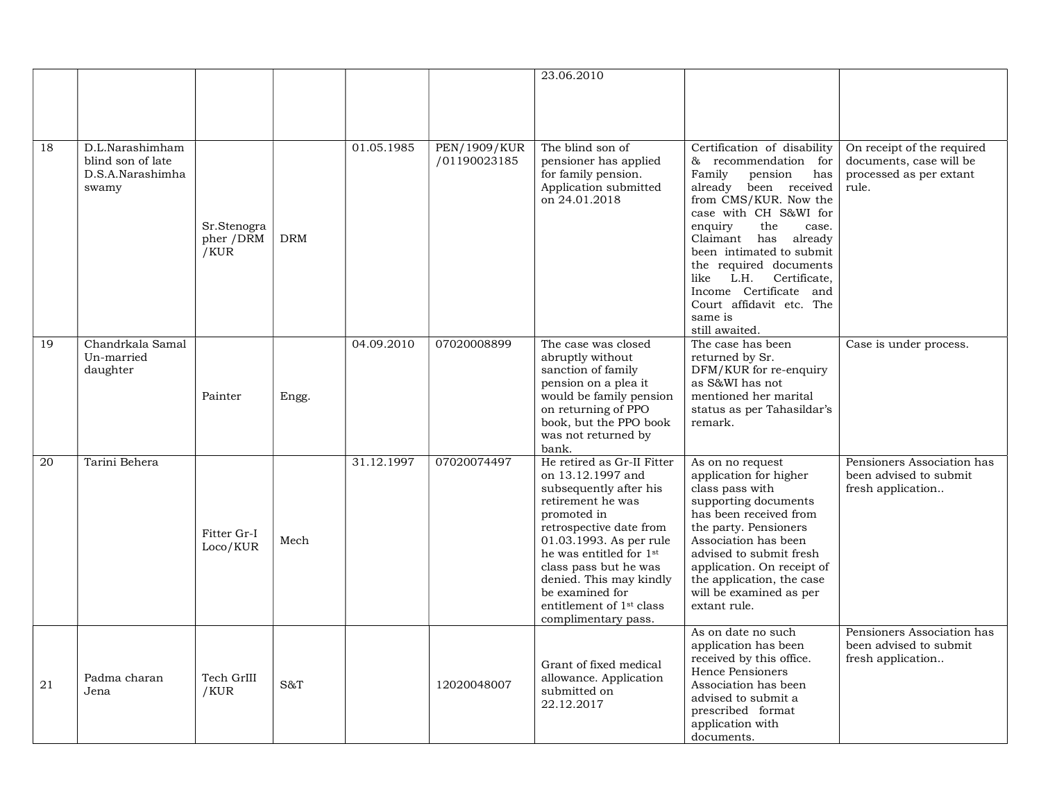| | | | | | | | | |
|---|---|---|---|---|---|---|---|---|
| | | | | | | 23.06.2010 | | |
| 18 | D.L.Narashimham blind son of late D.S.A.Narashimha swamy | Sr.Stenographer /DRM /KUR | DRM | 01.05.1985 | PEN/1909/KUR /01190023185 | The blind son of pensioner has applied for family pension. Application submitted on 24.01.2018 | Certification of disability & recommendation for Family pension has already been received from CMS/KUR. Now the case with CH S&WI for enquiry the case. Claimant has already been intimated to submit the required documents like L.H. Certificate, Income Certificate and Court affidavit etc. The same is still awaited. | On receipt of the required documents, case will be processed as per extant rule. |
| 19 | Chandrkala Samal Un-married daughter | Painter | Engg. | 04.09.2010 | 07020008899 | The case was closed abruptly without sanction of family pension on a plea it would be family pension on returning of PPO book, but the PPO book was not returned by bank. | The case has been returned by Sr. DFM/KUR for re-enquiry as S&WI has not mentioned her marital status as per Tahasildar's remark. | Case is under process. |
| 20 | Tarini Behera | Fitter Gr-I Loco/KUR | Mech | 31.12.1997 | 07020074497 | He retired as Gr-II Fitter on 13.12.1997 and subsequently after his retirement he was promoted in retrospective date from 01.03.1993. As per rule he was entitled for 1st class pass but he was denied. This may kindly be examined for entitlement of 1st class complimentary pass. | As on no request application for higher class pass with supporting documents has been received from the party. Pensioners Association has been advised to submit fresh application. On receipt of the application, the case will be examined as per extant rule. | Pensioners Association has been advised to submit fresh application.. |
| 21 | Padma charan Jena | Tech GrIII /KUR | S&T | | 12020048007 | Grant of fixed medical allowance. Application submitted on 22.12.2017 | As on date no such application has been received by this office. Hence Pensioners Association has been advised to submit a prescribed format application with documents. | Pensioners Association has been advised to submit fresh application.. |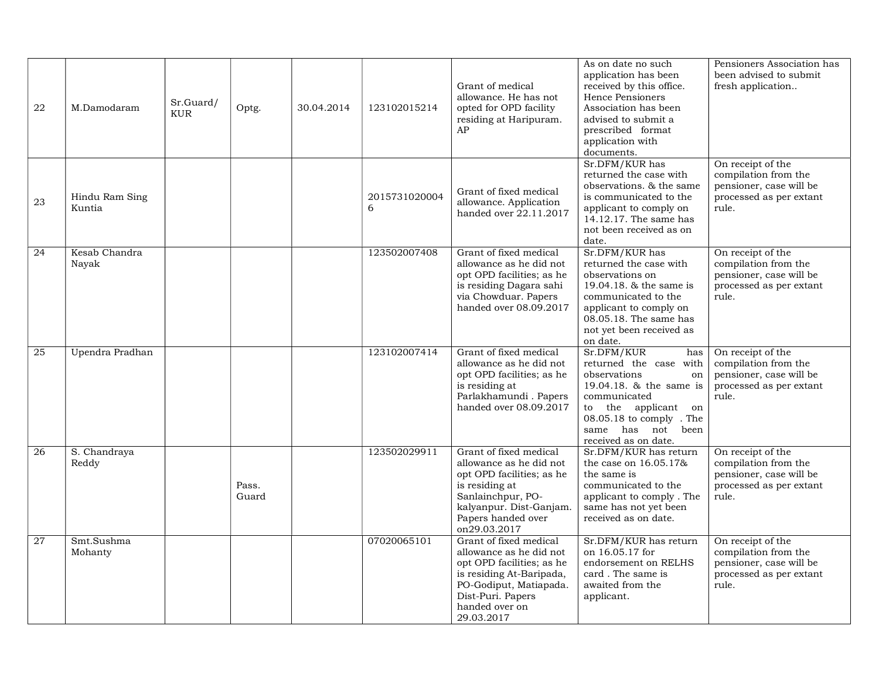| | | | | | | | | |
|---|---|---|---|---|---|---|---|---|
| 22 | M.Damodaram | Sr.Guard/ KUR | Optg. | 30.04.2014 | 123102015214 | Grant of medical allowance. He has not opted for OPD facility residing at Haripuram. AP | As on date no such application has been received by this office. Hence Pensioners Association has been advised to submit a prescribed format application with documents. | Pensioners Association has been advised to submit fresh application.. |
| 23 | Hindu Ram Sing Kuntia | | | | 20157310200046 | Grant of fixed medical allowance. Application handed over 22.11.2017 | Sr.DFM/KUR has returned the case with observations. & the same is communicated to the applicant to comply on 14.12.17. The same has not been received as on date. | On receipt of the compilation from the pensioner, case will be processed as per extant rule. |
| 24 | Kesab Chandra Nayak | | | | 123502007408 | Grant of fixed medical allowance as he did not opt OPD facilities; as he is residing Dagara sahi via Chowduar. Papers handed over 08.09.2017 | Sr.DFM/KUR has returned the case with observations on 19.04.18. & the same is communicated to the applicant to comply on 08.05.18. The same has not yet been received as on date. | On receipt of the compilation from the pensioner, case will be processed as per extant rule. |
| 25 | Upendra Pradhan | | | | 123102007414 | Grant of fixed medical allowance as he did not opt OPD facilities; as he is residing at Parlakhamundi . Papers handed over 08.09.2017 | Sr.DFM/KUR has returned the case with observations on 19.04.18. & the same is communicated to the applicant on 08.05.18 to comply . The same has not been received as on date. | On receipt of the compilation from the pensioner, case will be processed as per extant rule. |
| 26 | S. Chandraya Reddy | | Pass. Guard | | 123502029911 | Grant of fixed medical allowance as he did not opt OPD facilities; as he is residing at Sanlainchpur, PO-kalyanpur. Dist-Ganjam. Papers handed over on29.03.2017 | Sr.DFM/KUR has return the case on 16.05.17& the same is communicated to the applicant to comply . The same has not yet been received as on date. | On receipt of the compilation from the pensioner, case will be processed as per extant rule. |
| 27 | Smt.Sushma Mohanty | | | | 07020065101 | Grant of fixed medical allowance as he did not opt OPD facilities; as he is residing At-Baripada, PO-Godiput, Matiapada. Dist-Puri. Papers handed over on 29.03.2017 | Sr.DFM/KUR has return on 16.05.17 for endorsement on RELHS card . The same is awaited from the applicant. | On receipt of the compilation from the pensioner, case will be processed as per extant rule. |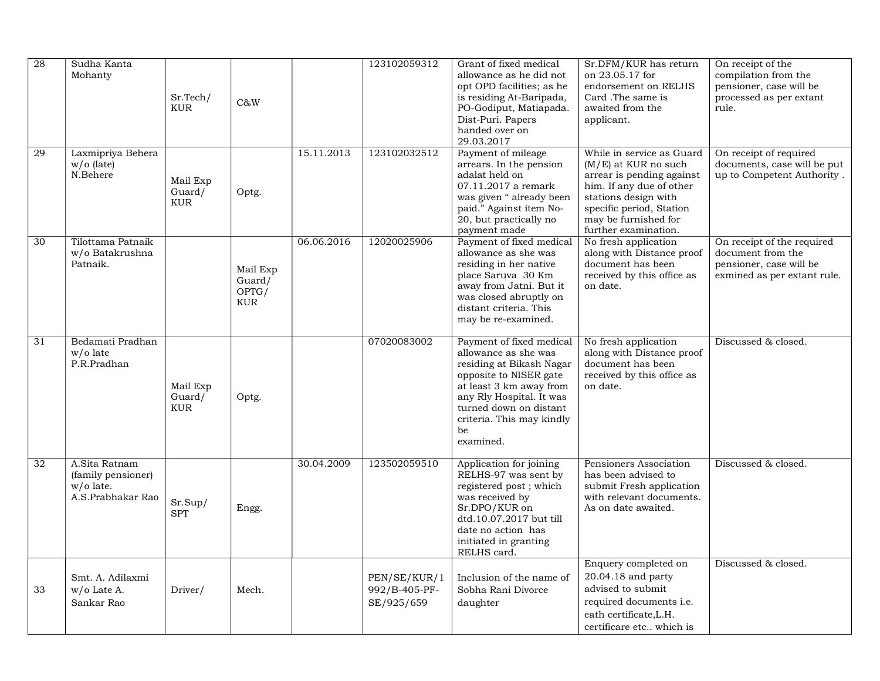| | | | | | | | | |
|---|---|---|---|---|---|---|---|---|
| 28 | Sudha Kanta Mohanty | Sr.Tech/ KUR | C&W | | 123102059312 | Grant of fixed medical allowance as he did not opt OPD facilities; as he is residing At-Baripada, PO-Godiput, Matiapada. Dist-Puri. Papers handed over on 29.03.2017 | Sr.DFM/KUR has return on 23.05.17 for endorsement on RELHS Card .The same is awaited from the applicant. | On receipt of the compilation from the pensioner, case will be processed as per extant rule. |
| 29 | Laxmipriya Behera w/o (late) N.Behere | Mail Exp Guard/ KUR | Optg. | 15.11.2013 | 123102032512 | Payment of mileage arrears. In the pension adalat held on 07.11.2017 a remark was given " already been paid." Against item No-20, but practically no payment made | While in service as Guard (M/E) at KUR no such arrear is pending against him. If any due of other stations design with specific period, Station may be furnished for further examination. | On receipt of required documents, case will be put up to Competent Authority . |
| 30 | Tilottama Patnaik w/o Batakrushna Patnaik. | | Mail Exp Guard/ OPTG/ KUR | 06.06.2016 | 12020025906 | Payment of fixed medical allowance as she was residing in her native place Saruva 30 Km away from Jatni. But it was closed abruptly on distant criteria. This may be re-examined. | No fresh application along with Distance proof document has been received by this office as on date. | On receipt of the required document from the pensioner, case will be exmined as per extant rule. |
| 31 | Bedamati Pradhan w/o late P.R.Pradhan | Mail Exp Guard/ KUR | Optg. | | 07020083002 | Payment of fixed medical allowance as she was residing at Bikash Nagar opposite to NISER gate at least 3 km away from any Rly Hospital. It was turned down on distant criteria. This may kindly be examined. | No fresh application along with Distance proof document has been received by this office as on date. | Discussed & closed. |
| 32 | A.Sita Ratnam (family pensioner) w/o late. A.S.Prabhakar Rao | Sr.Sup/ SPT | Engg. | 30.04.2009 | 123502059510 | Application for joining RELHS-97 was sent by registered post ; which was received by Sr.DPO/KUR on dtd.10.07.2017 but till date no action has initiated in granting RELHS card. | Pensioners Association has been advised to submit Fresh application with relevant documents. As on date awaited. | Discussed & closed. |
| 33 | Smt. A. Adilaxmi w/o Late A. Sankar Rao | Driver/ | Mech. | | PEN/SE/KUR/1992/B-405-PF-SE/925/659 | Inclusion of the name of Sobha Rani Divorce daughter | Enquery completed on 20.04.18 and party advised to submit required documents i.e. eath certificate,L.H. certificare etc.. which is | Discussed & closed. |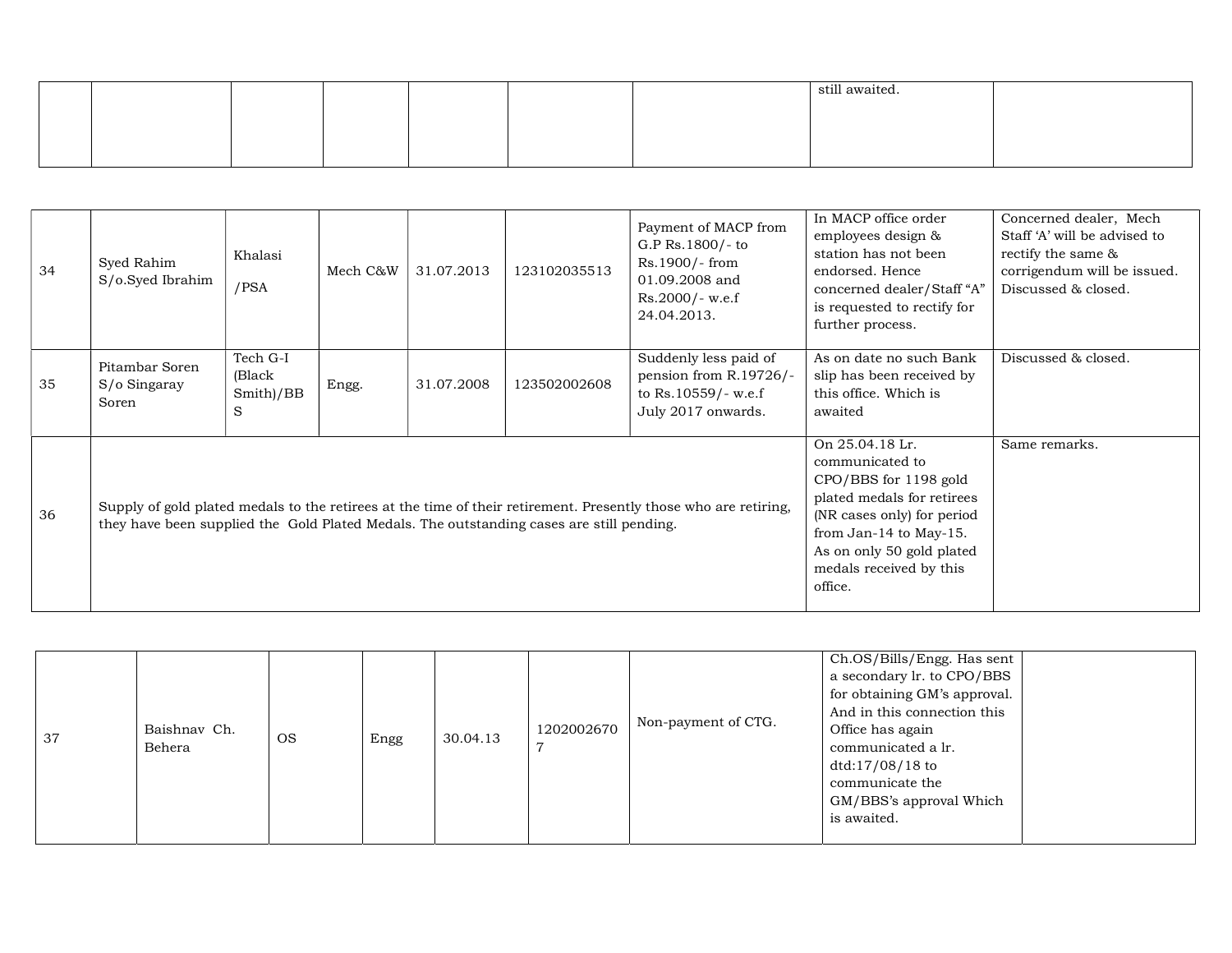| | | | | | | | | |
|---|---|---|---|---|---|---|---|---|
| | | | | | | | still awaited. | |

| | | | | | | | | |
|---|---|---|---|---|---|---|---|---|
| 34 | Syed Rahim S/o.Syed Ibrahim | Khalasi /PSA | Mech C&W | 31.07.2013 | 123102035513 | Payment of MACP from G.P Rs.1800/- to Rs.1900/- from 01.09.2008 and Rs.2000/- w.e.f 24.04.2013. | In MACP office order employees design & station has not been endorsed. Hence concerned dealer/Staff "A" is requested to rectify for further process. | Concerned dealer, Mech Staff 'A' will be advised to rectify the same & corrigendum will be issued. Discussed & closed. |
| 35 | Pitambar Soren S/o Singaray Soren | Tech G-I (Black Smith)/BBS | Engg. | 31.07.2008 | 123502002608 | Suddenly less paid of pension from R.19726/- to Rs.10559/- w.e.f July 2017 onwards. | As on date no such Bank slip has been received by this office. Which is awaited | Discussed & closed. |
| 36 | Supply of gold plated medals to the retirees at the time of their retirement. Presently those who are retiring, they have been supplied the Gold Plated Medals. The outstanding cases are still pending. | | | | | | On 25.04.18 Lr. communicated to CPO/BBS for 1198 gold plated medals for retirees (NR cases only) for period from Jan-14 to May-15. As on only 50 gold plated medals received by this office. | Same remarks. |

| | | | | | | | | |
|---|---|---|---|---|---|---|---|---|
| 37 | Baishnav Ch. Behera | OS | Engg | 30.04.13 | 12020026707 | Non-payment of CTG. | Ch.OS/Bills/Engg. Has sent a secondary lr. to CPO/BBS for obtaining GM's approval. And in this connection this Office has again communicated a lr. dtd:17/08/18 to communicate the GM/BBS's approval Which is awaited. | |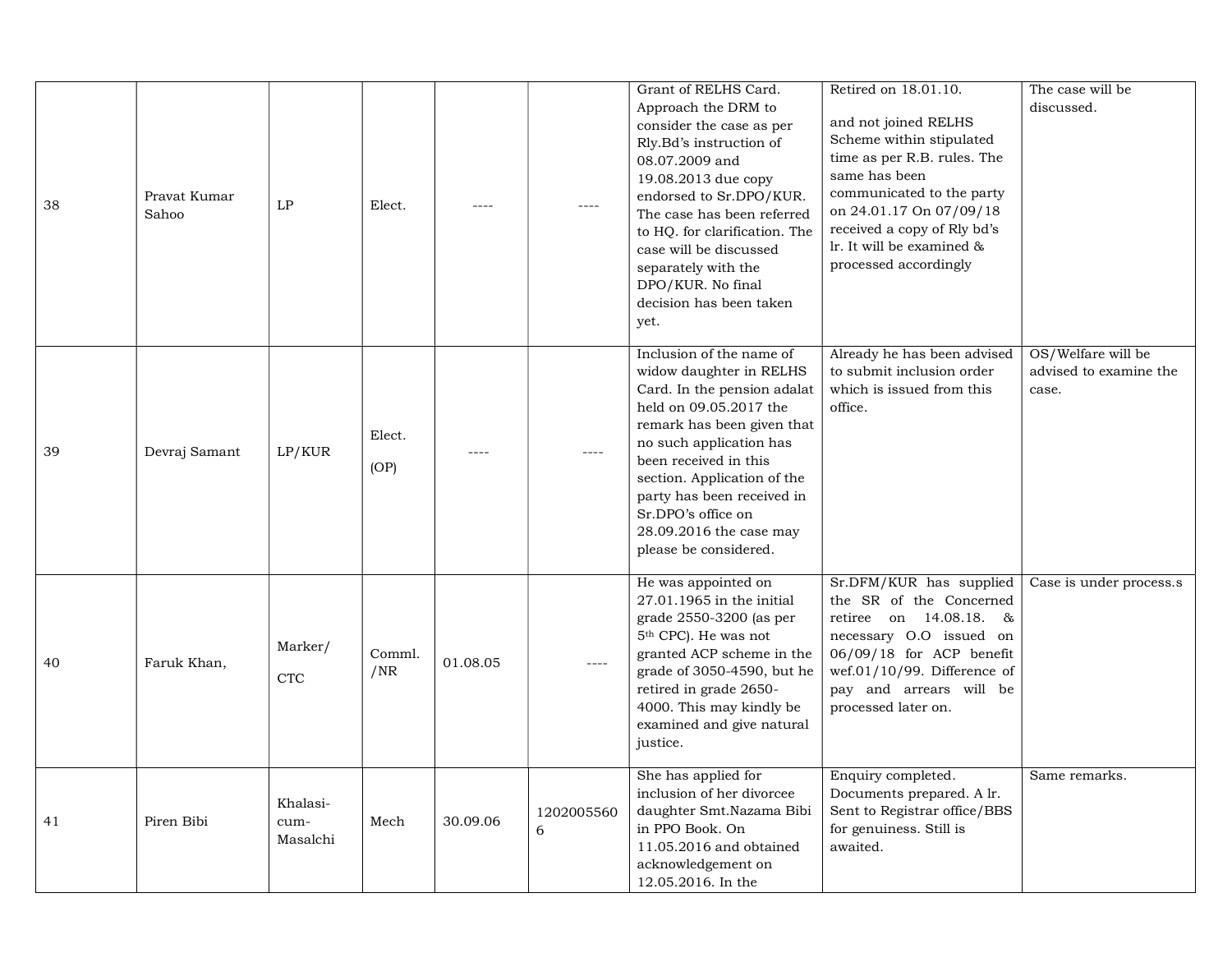| | | | | | | | | |
|---|---|---|---|---|---|---|---|---|
| 38 | Pravat Kumar Sahoo | LP | Elect. | ---- | ---- | Grant of RELHS Card. Approach the DRM to consider the case as per Rly.Bd's instruction of 08.07.2009 and 19.08.2013 due copy endorsed to Sr.DPO/KUR. The case has been referred to HQ. for clarification. The case will be discussed separately with the DPO/KUR. No final decision has been taken yet. | Retired on 18.01.10. and not joined RELHS Scheme within stipulated time as per R.B. rules. The same has been communicated to the party on 24.01.17 On 07/09/18 received a copy of Rly bd's lr. It will be examined & processed accordingly | The case will be discussed. |
| 39 | Devraj Samant | LP/KUR | Elect. (OP) | ---- | ---- | Inclusion of the name of widow daughter in RELHS Card. In the pension adalat held on 09.05.2017 the remark has been given that no such application has been received in this section. Application of the party has been received in Sr.DPO's office on 28.09.2016 the case may please be considered. | Already he has been advised to submit inclusion order which is issued from this office. | OS/Welfare will be advised to examine the case. |
| 40 | Faruk Khan, | Marker/ CTC | Comml. /NR | 01.08.05 | ---- | He was appointed on 27.01.1965 in the initial grade 2550-3200 (as per 5th CPC). He was not granted ACP scheme in the grade of 3050-4590, but he retired in grade 2650-4000. This may kindly be examined and give natural justice. | Sr.DFM/KUR has supplied the SR of the Concerned retiree on 14.08.18. & necessary O.O issued on 06/09/18 for ACP benefit wef.01/10/99. Difference of pay and arrears will be processed later on. | Case is under process.s |
| 41 | Piren Bibi | Khalasi-cum-Masalchi | Mech | 30.09.06 | 12020055606 | She has applied for inclusion of her divorcee daughter Smt.Nazama Bibi in PPO Book. On 11.05.2016 and obtained acknowledgement on 12.05.2016. In the | Enquiry completed. Documents prepared. A lr. Sent to Registrar office/BBS for genuiness. Still is awaited. | Same remarks. |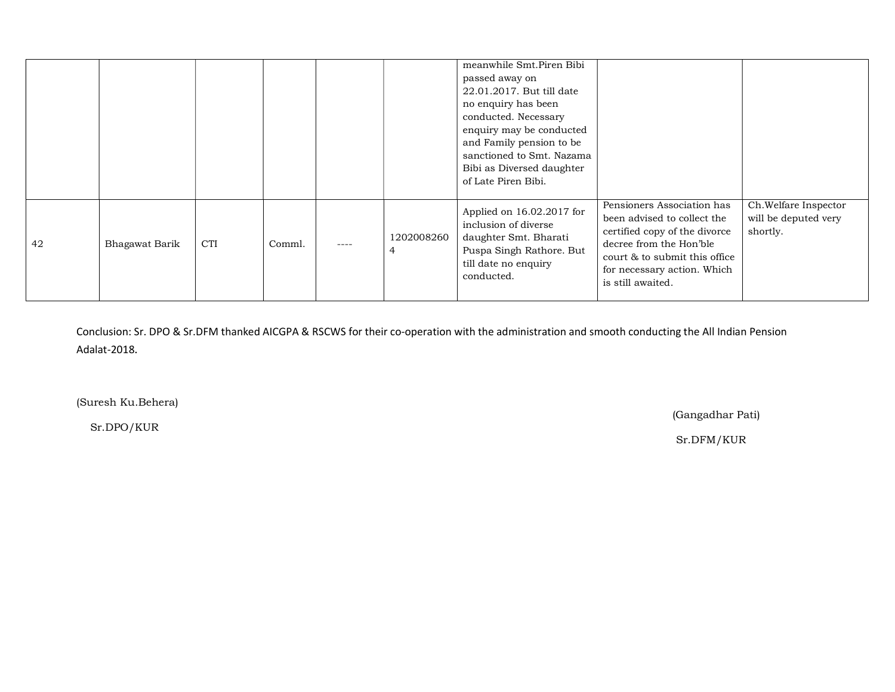| | | | | | | | | |
|---|---|---|---|---|---|---|---|---|
| | | | | | | meanwhile Smt.Piren Bibi passed away on 22.01.2017. But till date no enquiry has been conducted. Necessary enquiry may be conducted and Family pension to be sanctioned to Smt. Nazama Bibi as Diversed daughter of Late Piren Bibi. | | |
| 42 | Bhagawat Barik | CTI | Comml. | ---- | 12020082604 | Applied on 16.02.2017 for inclusion of diverse daughter Smt. Bharati Puspa Singh Rathore. But till date no enquiry conducted. | Pensioners Association has been advised to collect the certified copy of the divorce decree from the Hon'ble court & to submit this office for necessary action. Which is still awaited. | Ch.Welfare Inspector will be deputed very shortly. |

Conclusion: Sr. DPO & Sr.DFM thanked AICGPA & RSCWS for their co-operation with the administration and smooth conducting the All Indian Pension Adalat-2018.

(Suresh Ku.Behera)

Sr.DPO/KUR

(Gangadhar Pati)

Sr.DFM/KUR